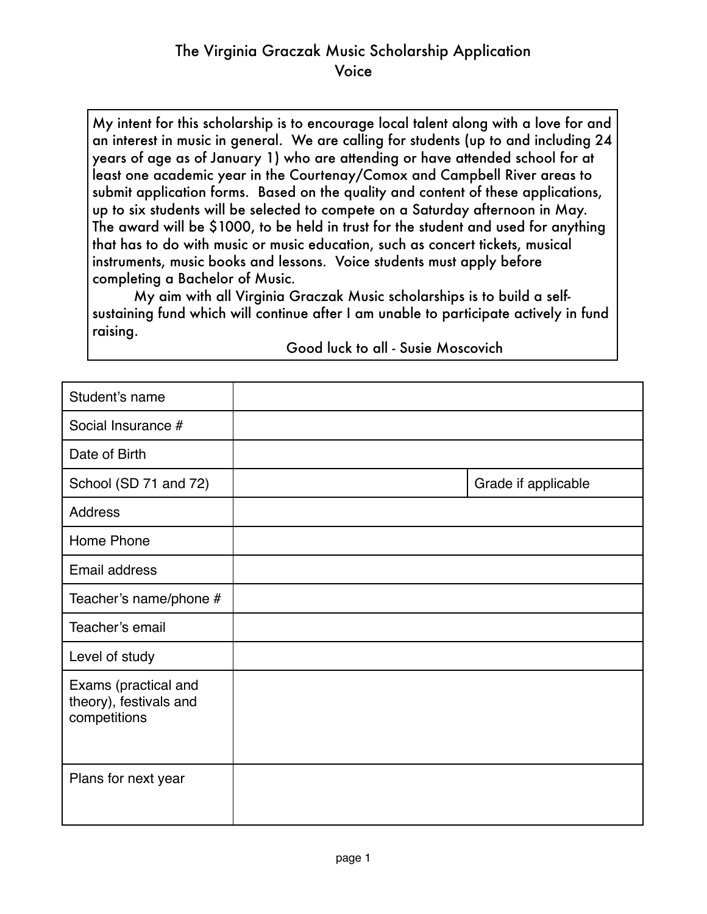# The Virginia Graczak Music Scholarship Application
## Voice

My intent for this scholarship is to encourage local talent along with a love for and an interest in music in general. We are calling for students (up to and including 24 years of age as of January 1) who are attending or have attended school for at least one academic year in the Courtenay/Comox and Campbell River areas to submit application forms. Based on the quality and content of these applications, up to six students will be selected to compete on a Saturday afternoon in May. The award will be $1000, to be held in trust for the student and used for anything that has to do with music or music education, such as concert tickets, musical instruments, music books and lessons. Voice students must apply before completing a Bachelor of Music.

My aim with all Virginia Graczak Music scholarships is to build a self-sustaining fund which will continue after I am unable to participate actively in fund raising.

Good luck to all - Susie Moscovich

| | | |
|---|---|---|
| Student's name | | |
| Social Insurance # | | |
| Date of Birth | | |
| School (SD 71 and 72) | | Grade if applicable |
| Address | | |
| Home Phone | | |
| Email address | | |
| Teacher's name/phone # | | |
| Teacher's email | | |
| Level of study | | |
| Exams (practical and theory), festivals and competitions | | |
| Plans for next year | | |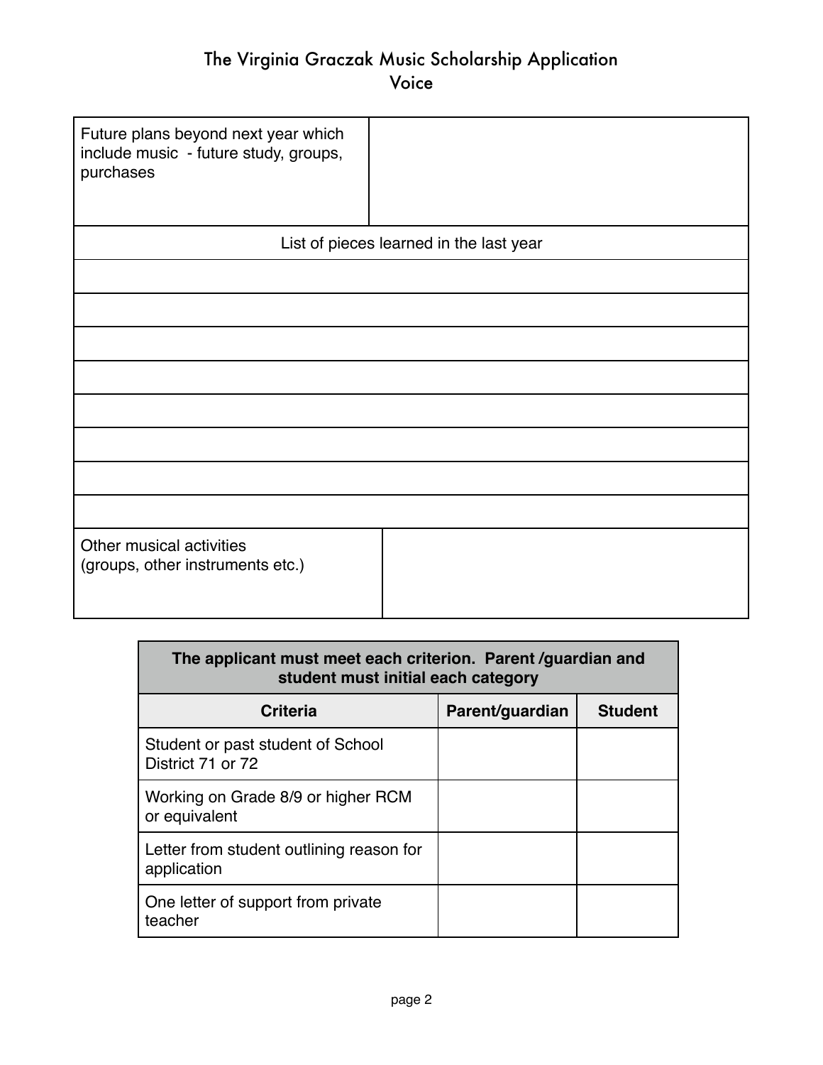# The Virginia Graczak Music Scholarship Application
## Voice

| | |
|---|---|
| Future plans beyond next year which include music - future study, groups, purchases | |

| List of pieces learned in the last year |
|---|
| |
| |
| |
| |
| |
| |
| |
| |

| | |
|---|---|
| Other musical activities (groups, other instruments etc.) | |

**The applicant must meet each criterion. Parent /guardian and student must initial each category**

| Criteria | Parent/guardian | Student |
|---|---|---|
| Student or past student of School District 71 or 72 | | |
| Working on Grade 8/9 or higher RCM or equivalent | | |
| Letter from student outlining reason for application | | |
| One letter of support from private teacher | | |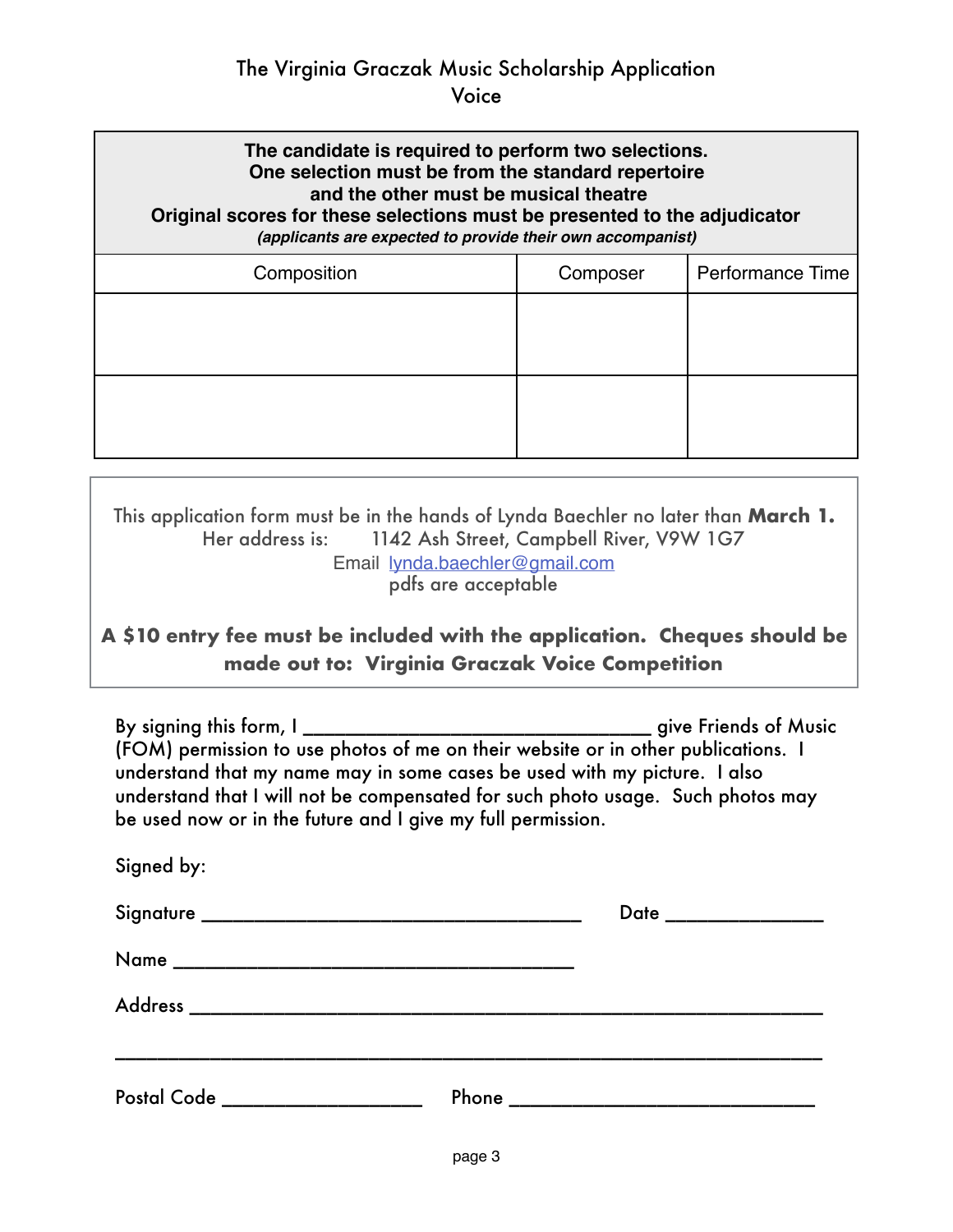# The Virginia Graczak Music Scholarship Application
## Voice

| **The candidate is required to perform two selections. One selection must be from the standard repertoire and the other must be musical theatre. Original scores for these selections must be presented to the adjudicator** ***(applicants are expected to provide their own accompanist)*** | | |
|---|---|---|
| Composition | Composer | Performance Time |
| | | |
| | | |

This application form must be in the hands of Lynda Baechler no later than **March 1.**
Her address is: 1142 Ash Street, Campbell River, V9W 1G7
Email lynda.baechler@gmail.com
pdfs are acceptable

**A $10 entry fee must be included with the application. Cheques should be made out to: Virginia Graczak Voice Competition**

By signing this form, I ______________________________ give Friends of Music (FOM) permission to use photos of me on their website or in other publications. I understand that my name may in some cases be used with my picture. I also understand that I will not be compensated for such photo usage. Such photos may be used now or in the future and I give my full permission.

Signed by:

Signature ________________________________ Date ______________

Name ________________________________

Address ________________________________________________

________________________________________________

Postal Code ______________ Phone ________________________